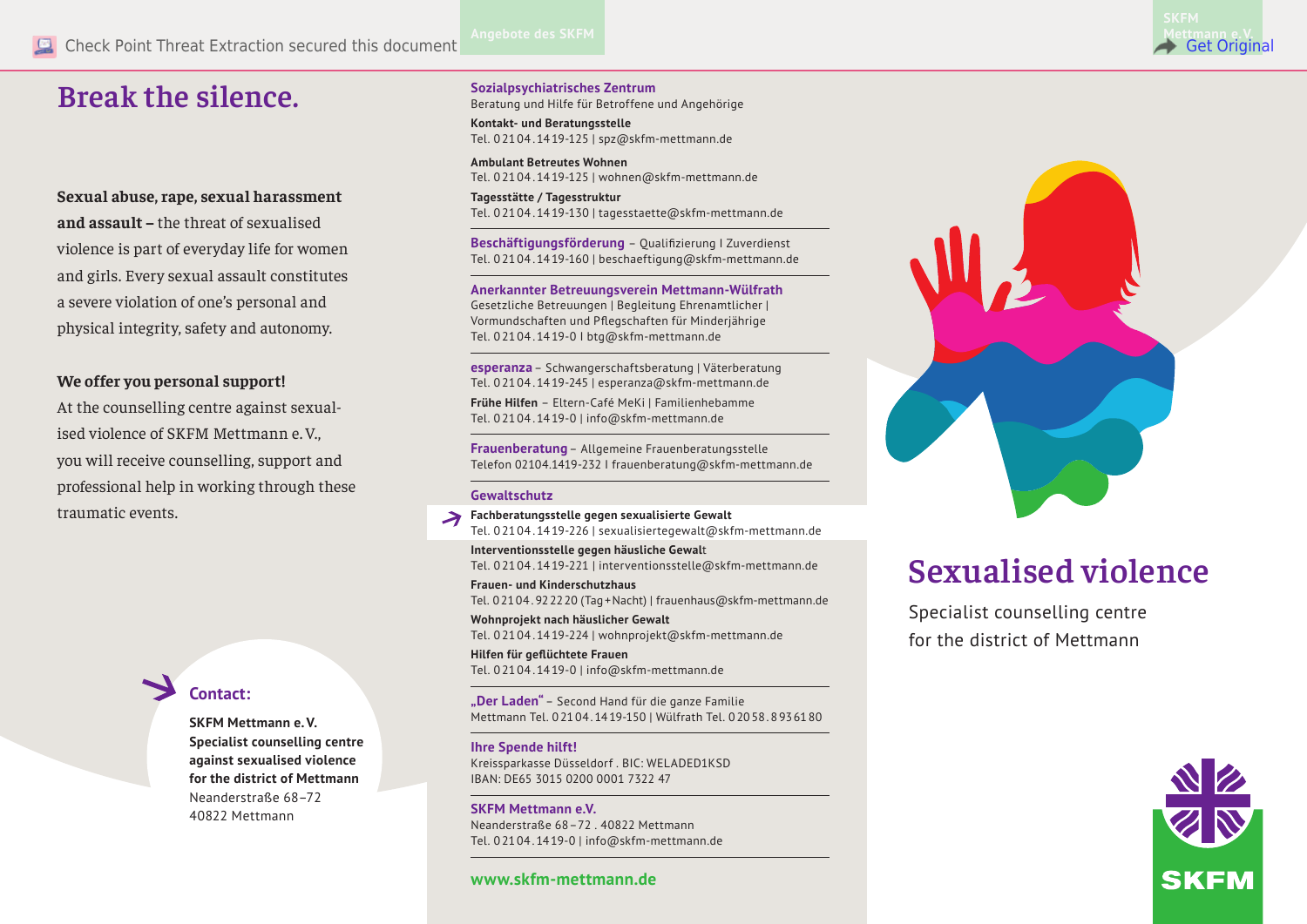# Break the silence.

**Sexual abuse, rape, sexual harassment and assault –** the threat of sexualised violence is part of everyday life for women and girls. Every sexual assault constitutes a severe violation of one's personal and physical integrity, safety and autonomy.

**We offer you personal support!**
At the counselling centre against sexualised violence of SKFM Mettmann e. V., you will receive counselling, support and professional help in working through these traumatic events.

## Contact:

**SKFM Mettmann e. V.**
**Specialist counselling centre against sexualised violence for the district of Mettmann**
Neanderstraße 68–72
40822 Mettmann

Angebote des SKFM

**Sozialpsychiatrisches Zentrum**
Beratung und Hilfe für Betroffene und Angehörige

**Kontakt- und Beratungsstelle**
Tel. 02104.1419-125 | spz@skfm-mettmann.de

**Ambulant Betreutes Wohnen**
Tel. 02104.1419-125 | wohnen@skfm-mettmann.de

**Tagesstätte / Tagesstruktur**
Tel. 02104.1419-130 | tagesstaette@skfm-mettmann.de

**Beschäftigungsförderung** – Qualifizierung I Zuverdienst
Tel. 02104.1419-160 | beschaeftigung@skfm-mettmann.de

**Anerkannter Betreuungsverein Mettmann-Wülfrath**
Gesetzliche Betreuungen | Begleitung Ehrenamtlicher | Vormundschaften und Pflegschaften für Minderjährige
Tel. 02104.1419-0 I btg@skfm-mettmann.de

**esperanza** – Schwangerschaftsberatung | Väterberatung
Tel. 02104.1419-245 | esperanza@skfm-mettmann.de

**Frühe Hilfen** – Eltern-Café MeKi | Familienhebamme
Tel. 02104.1419-0 | info@skfm-mettmann.de

**Frauenberatung** – Allgemeine Frauenberatungsstelle
Telefon 02104.1419-232 I frauenberatung@skfm-mettmann.de

**Gewaltschutz**

**Fachberatungsstelle gegen sexualisierte Gewalt**
Tel. 02104.1419-226 | sexualisiertegewalt@skfm-mettmann.de

**Interventionsstelle gegen häusliche Gewalt**
Tel. 02104.1419-221 | interventionsstelle@skfm-mettmann.de

**Frauen- und Kinderschutzhaus**
Tel. 02104.922220 (Tag+Nacht) | frauenhaus@skfm-mettmann.de

**Wohnprojekt nach häuslicher Gewalt**
Tel. 02104.1419-224 | wohnprojekt@skfm-mettmann.de

**Hilfen für geflüchtete Frauen**
Tel. 02104.1419-0 | info@skfm-mettmann.de

**„Der Laden"** – Second Hand für die ganze Familie
Mettmann Tel. 02104.1419-150 | Wülfrath Tel. 02058.8936180

**Ihre Spende hilft!**
Kreissparkasse Düsseldorf . BIC: WELADED1KSD
IBAN: DE65 3015 0200 0001 7322 47

**SKFM Mettmann e.V.**
Neanderstraße 68–72 . 40822 Mettmann
Tel. 02104.1419-0 | info@skfm-mettmann.de

**www.skfm-mettmann.de**

SKFM Mettmann e.V.

# Sexualised violence

Specialist counselling centre for the district of Mettmann

SKFM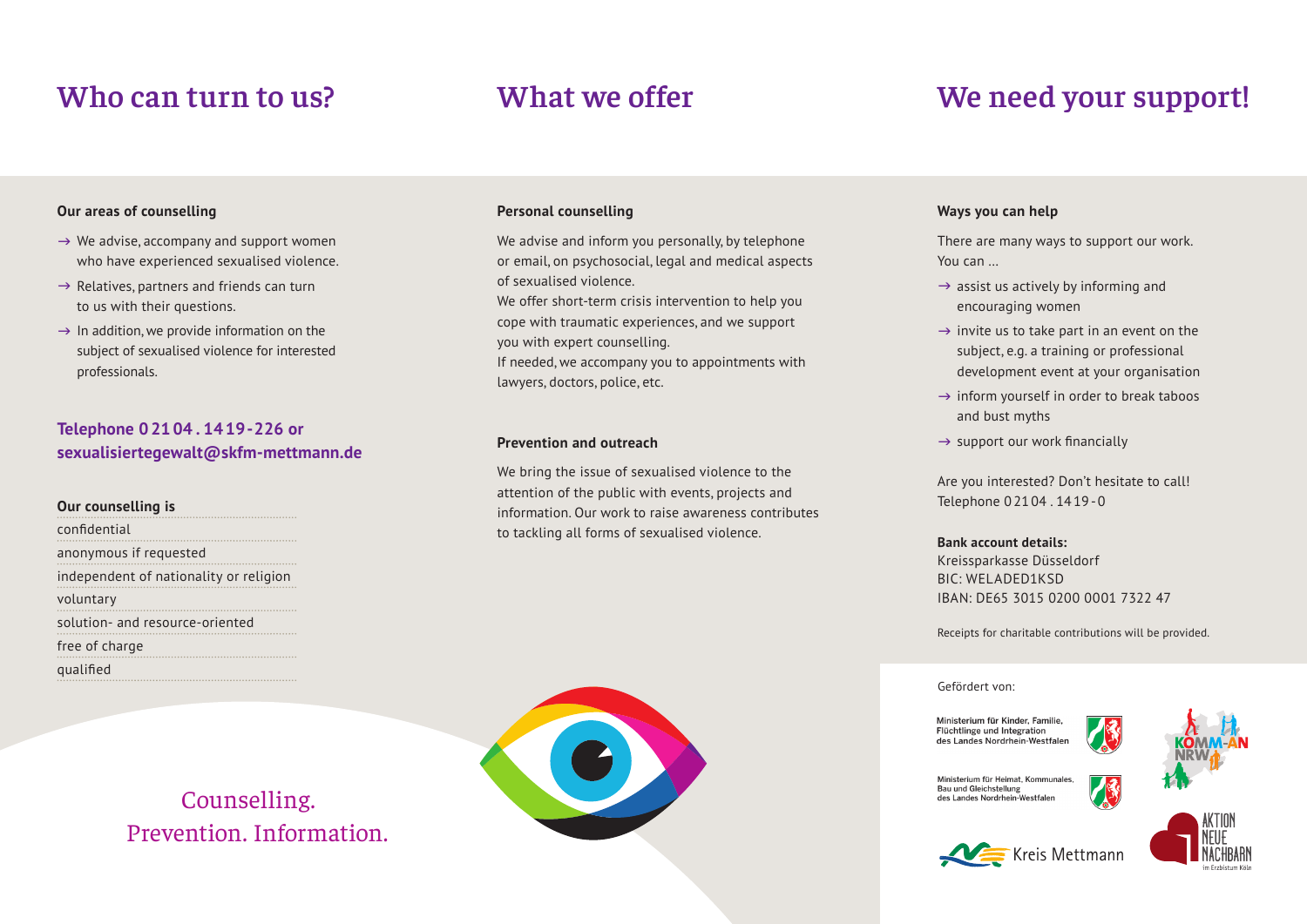# Who can turn to us?

**Our areas of counselling**

- → We advise, accompany and support women who have experienced sexualised violence.
- → Relatives, partners and friends can turn to us with their questions.
- → In addition, we provide information on the subject of sexualised violence for interested professionals.

**Telephone 0 21 04 . 14 19 - 226 or sexualisiertegewalt@skfm-mettmann.de**

**Our counselling is**

- confidential
- anonymous if requested
- independent of nationality or religion
- voluntary
- solution- and resource-oriented
- free of charge
- qualified

Counselling.
Prevention. Information.

# What we offer

**Personal counselling**

We advise and inform you personally, by telephone or email, on psychosocial, legal and medical aspects of sexualised violence.
We offer short-term crisis intervention to help you cope with traumatic experiences, and we support you with expert counselling.
If needed, we accompany you to appointments with lawyers, doctors, police, etc.

**Prevention and outreach**

We bring the issue of sexualised violence to the attention of the public with events, projects and information. Our work to raise awareness contributes to tackling all forms of sexualised violence.

# We need your support!

**Ways you can help**

There are many ways to support our work.
You can ...

- → assist us actively by informing and encouraging women
- → invite us to take part in an event on the subject, e.g. a training or professional development event at your organisation
- → inform yourself in order to break taboos and bust myths
- → support our work financially

Are you interested? Don't hesitate to call!
Telephone 0 21 04 . 14 19 - 0

**Bank account details:**
Kreissparkasse Düsseldorf
BIC: WELADED1KSD
IBAN: DE65 3015 0200 0001 7322 47

Receipts for charitable contributions will be provided.

Gefördert von:

Ministerium für Kinder, Familie, Flüchtlinge und Integration des Landes Nordrhein-Westfalen

Ministerium für Heimat, Kommunales, Bau und Gleichstellung des Landes Nordrhein-Westfalen

Kreis Mettmann

KOMM-AN NRW

AKTION NEUE NACHBARN im Erzbistum Köln